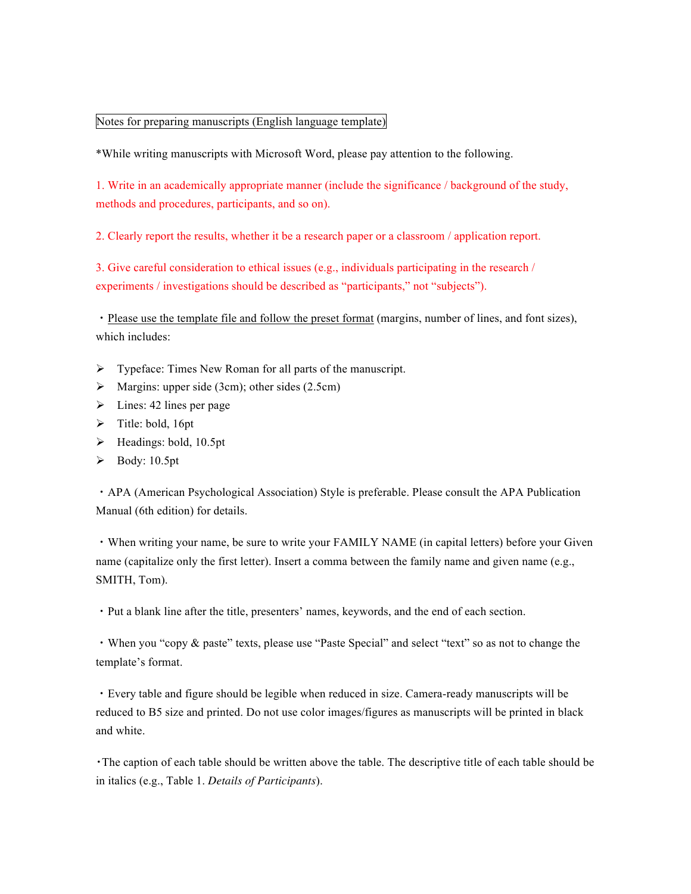Notes for preparing manuscripts (English language template)

*While writing manuscripts with Microsoft Word, please pay attention to the following.

1. Write in an academically appropriate manner (include the significance / background of the study, methods and procedures, participants, and so on).

2. Clearly report the results, whether it be a research paper or a classroom / application report.

3. Give careful consideration to ethical issues (e.g., individuals participating in the research / experiments / investigations should be described as "participants," not "subjects").

・Please use the template file and follow the preset format (margins, number of lines, and font sizes), which includes:

- Typeface: Times New Roman for all parts of the manuscript.
- Margins: upper side (3cm); other sides (2.5cm)
- Lines: 42 lines per page
- Title: bold, 16pt
- Headings: bold, 10.5pt
- Body: 10.5pt

・APA (American Psychological Association) Style is preferable. Please consult the APA Publication Manual (6th edition) for details.

・When writing your name, be sure to write your FAMILY NAME (in capital letters) before your Given name (capitalize only the first letter). Insert a comma between the family name and given name (e.g., SMITH, Tom).

・Put a blank line after the title, presenters' names, keywords, and the end of each section.

・When you "copy & paste" texts, please use "Paste Special" and select "text" so as not to change the template's format.

・Every table and figure should be legible when reduced in size. Camera-ready manuscripts will be reduced to B5 size and printed. Do not use color images/figures as manuscripts will be printed in black and white.

・The caption of each table should be written above the table. The descriptive title of each table should be in italics (e.g., Table 1. *Details of Participants*).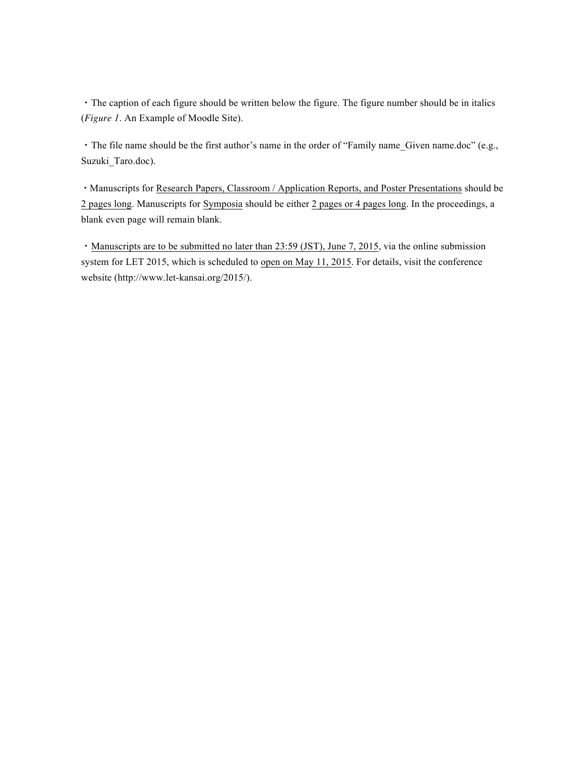・The caption of each figure should be written below the figure. The figure number should be in italics (*Figure 1*. An Example of Moodle Site).

・The file name should be the first author's name in the order of "Family name_Given name.doc" (e.g., Suzuki_Taro.doc).

・Manuscripts for <u>Research Papers, Classroom / Application Reports, and Poster Presentations</u> should be <u>2 pages long</u>. Manuscripts for <u>Symposia</u> should be either <u>2 pages or 4 pages long</u>. In the proceedings, a blank even page will remain blank.

・<u>Manuscripts are to be submitted no later than 23:59 (JST), June 7, 2015</u>, via the online submission system for LET 2015, which is scheduled to <u>open on May 11, 2015</u>. For details, visit the conference website (http://www.let-kansai.org/2015/).